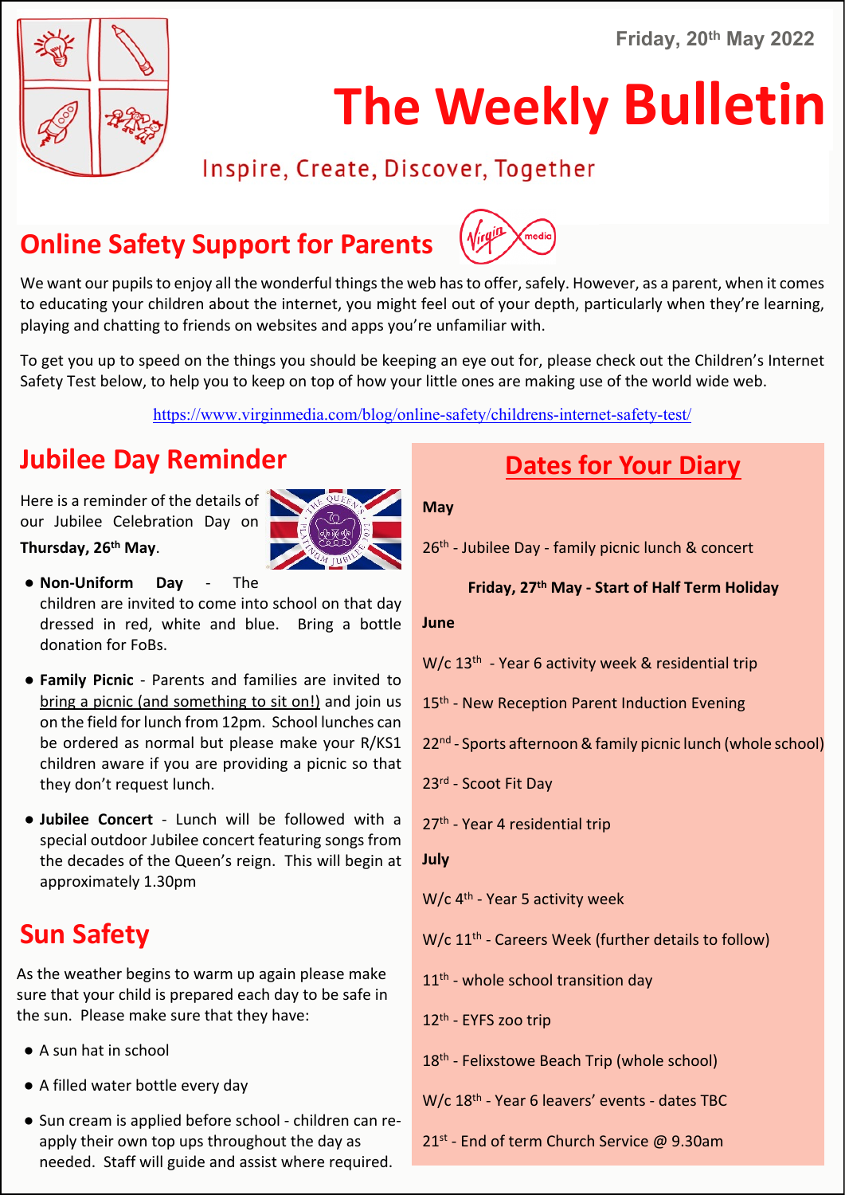Friday, 20th May 2022

# The Weekly Bulletin

Inspire, Create, Discover, Together

## Online Safety Support for Parents

We want our pupils to enjoy all the wonderful things the web has to offer, safely. However, as a parent, when it comes to educating your children about the internet, you might feel out of your depth, particularly when they're learning, playing and chatting to friends on websites and apps you're unfamiliar with.

To get you up to speed on the things you should be keeping an eye out for, please check out the Children's Internet Safety Test below, to help you to keep on top of how your little ones are making use of the world wide web.

https://www.virginmedia.com/blog/online-safety/childrens-internet-safety-test/

## Jubilee Day Reminder

Here is a reminder of the details of our Jubilee Celebration Day on **Thursday, 26th May**.

- **Non-Uniform Day** - The children are invited to come into school on that day dressed in red, white and blue. Bring a bottle donation for FoBs.
- **Family Picnic** - Parents and families are invited to bring a picnic (and something to sit on!) and join us on the field for lunch from 12pm. School lunches can be ordered as normal but please make your R/KS1 children aware if you are providing a picnic so that they don't request lunch.
- **Jubilee Concert** - Lunch will be followed with a special outdoor Jubilee concert featuring songs from the decades of the Queen's reign. This will begin at approximately 1.30pm

## Sun Safety

As the weather begins to warm up again please make sure that your child is prepared each day to be safe in the sun. Please make sure that they have:

- A sun hat in school
- A filled water bottle every day
- Sun cream is applied before school - children can re-apply their own top ups throughout the day as needed. Staff will guide and assist where required.

## Dates for Your Diary

**May**

26th - Jubilee Day - family picnic lunch & concert

**Friday, 27th May - Start of Half Term Holiday**

**June**

W/c 13th - Year 6 activity week & residential trip

15th - New Reception Parent Induction Evening

22nd - Sports afternoon & family picnic lunch (whole school)

23rd - Scoot Fit Day

27th - Year 4 residential trip

**July**

W/c 4th - Year 5 activity week

W/c 11th - Careers Week (further details to follow)

11th - whole school transition day

12th - EYFS zoo trip

18th - Felixstowe Beach Trip (whole school)

W/c 18th - Year 6 leavers' events - dates TBC

21st - End of term Church Service @ 9.30am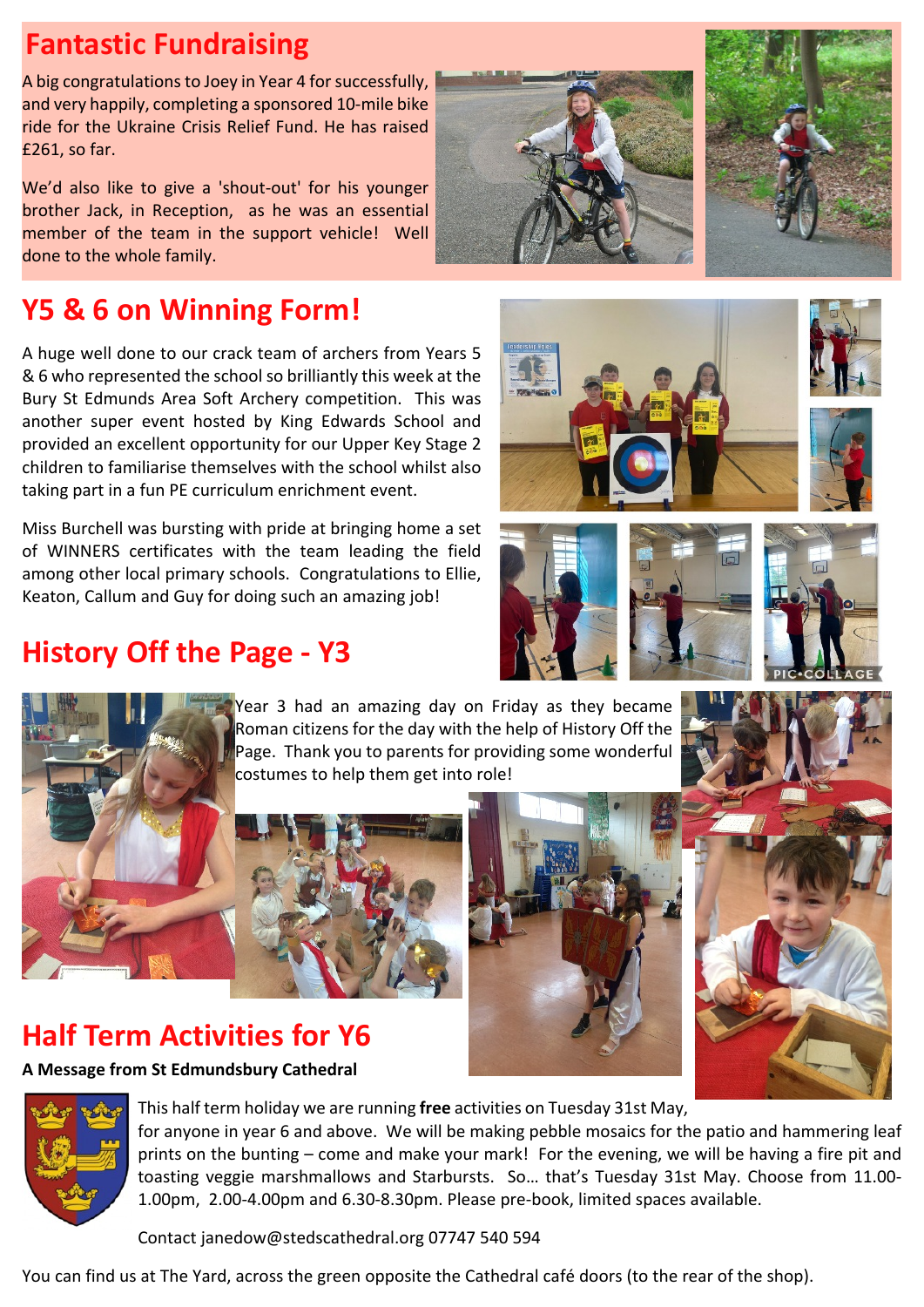## Fantastic Fundraising

A big congratulations to Joey in Year 4 for successfully, and very happily, completing a sponsored 10-mile bike ride for the Ukraine Crisis Relief Fund. He has raised £261, so far.

We'd also like to give a 'shout-out' for his younger brother Jack, in Reception, as he was an essential member of the team in the support vehicle! Well done to the whole family.

## Y5 & 6 on Winning Form!

A huge well done to our crack team of archers from Years 5 & 6 who represented the school so brilliantly this week at the Bury St Edmunds Area Soft Archery competition. This was another super event hosted by King Edwards School and provided an excellent opportunity for our Upper Key Stage 2 children to familiarise themselves with the school whilst also taking part in a fun PE curriculum enrichment event.

Miss Burchell was bursting with pride at bringing home a set of WINNERS certificates with the team leading the field among other local primary schools. Congratulations to Ellie, Keaton, Callum and Guy for doing such an amazing job!

## History Off the Page - Y3

Year 3 had an amazing day on Friday as they became Roman citizens for the day with the help of History Off the Page. Thank you to parents for providing some wonderful costumes to help them get into role!

## Half Term Activities for Y6

**A Message from St Edmundsbury Cathedral**

This half term holiday we are running **free** activities on Tuesday 31st May, for anyone in year 6 and above. We will be making pebble mosaics for the patio and hammering leaf prints on the bunting – come and make your mark! For the evening, we will be having a fire pit and toasting veggie marshmallows and Starbursts. So… that's Tuesday 31st May. Choose from 11.00-1.00pm, 2.00-4.00pm and 6.30-8.30pm. Please pre-book, limited spaces available.

Contact janedow@stedscathedral.org 07747 540 594

You can find us at The Yard, across the green opposite the Cathedral café doors (to the rear of the shop).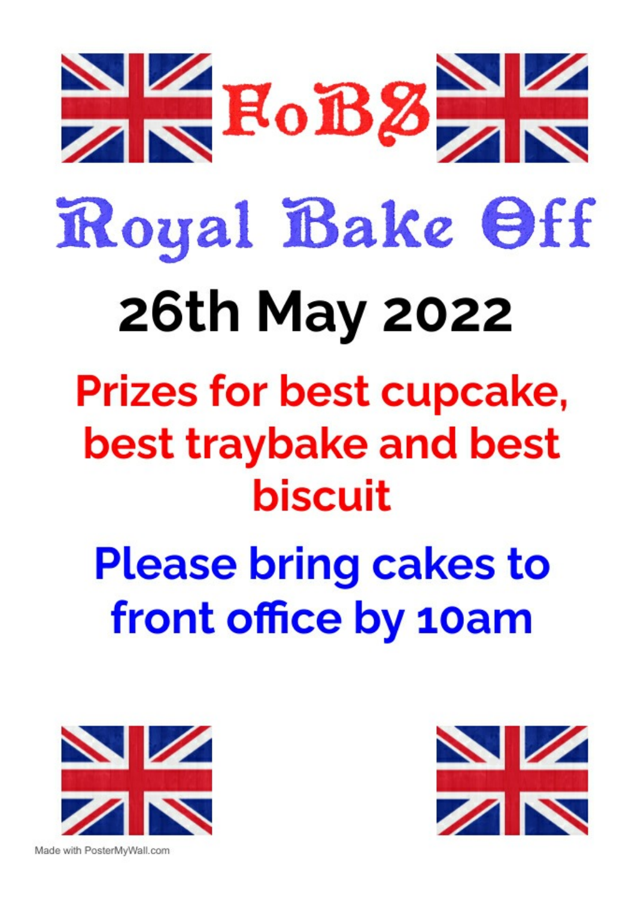# FoBS

# Royal Bake Off

## 26th May 2022

**Prizes for best cupcake, best traybake and best biscuit**

**Please bring cakes to front office by 10am**

Made with PosterMyWall.com